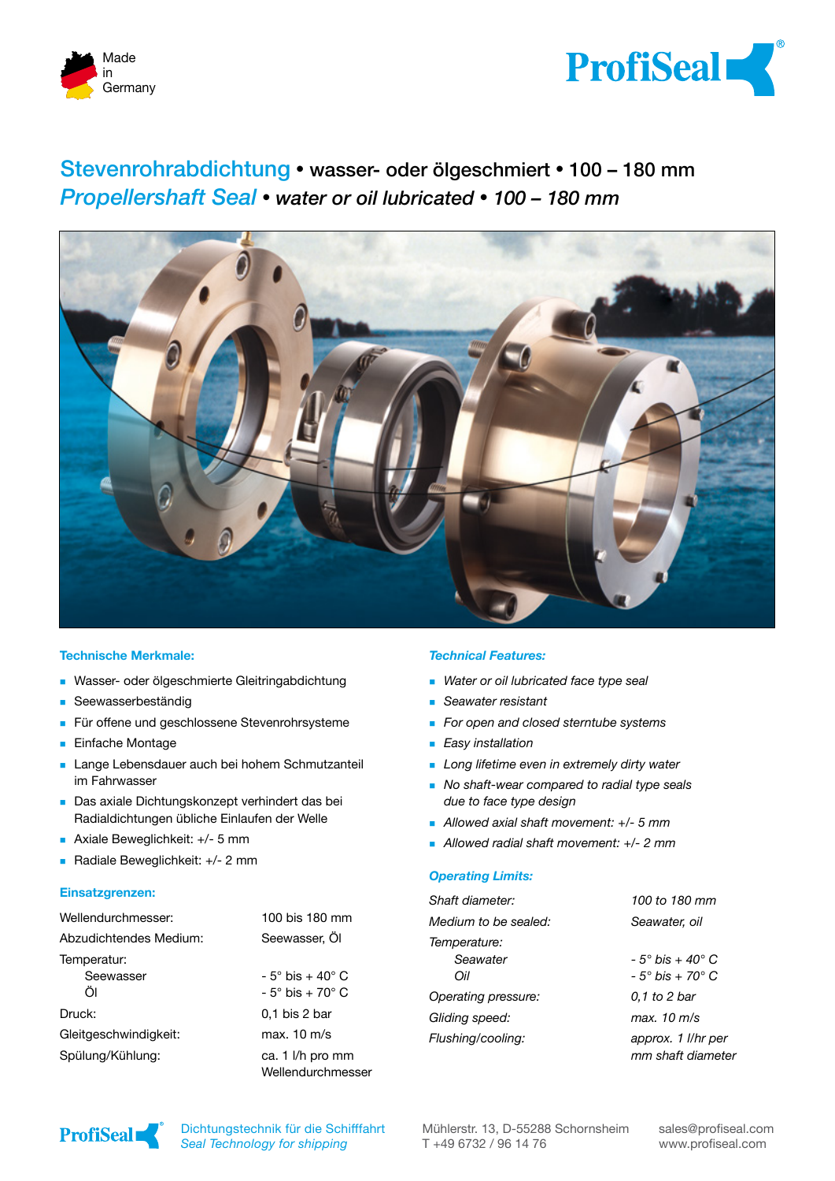Made in Germany

ProfiSeal®

# Stevenrohrabdichtung • wasser- oder ölgeschmiert • 100 – 180 mm

# *Propellershaft Seal • water or oil lubricated • 100 – 180 mm*

## Technische Merkmale:

- Wasser- oder ölgeschmierte Gleitringabdichtung
- Seewasserbeständig
- Für offene und geschlossene Stevenrohrsysteme
- Einfache Montage
- Lange Lebensdauer auch bei hohem Schmutzanteil im Fahrwasser
- Das axiale Dichtungskonzept verhindert das bei Radialdichtungen übliche Einlaufen der Welle
- Axiale Beweglichkeit: +/- 5 mm
- Radiale Beweglichkeit: +/- 2 mm

## Einsatzgrenzen:

| | |
|---|---|
| Wellendurchmesser: | 100 bis 180 mm |
| Abzudichtendes Medium: | Seewasser, Öl |
| Temperatur: | |
| Seewasser | - 5° bis + 40° C |
| Öl | - 5° bis + 70° C |
| Druck: | 0,1 bis 2 bar |
| Gleitgeschwindigkeit: | max. 10 m/s |
| Spülung/Kühlung: | ca. 1 l/h pro mm Wellendurchmesser |

## *Technical Features:*

- *Water or oil lubricated face type seal*
- *Seawater resistant*
- *For open and closed sterntube systems*
- *Easy installation*
- *Long lifetime even in extremely dirty water*
- *No shaft-wear compared to radial type seals due to face type design*
- *Allowed axial shaft movement: +/- 5 mm*
- *Allowed radial shaft movement: +/- 2 mm*

## *Operating Limits:*

| | |
|---|---|
| *Shaft diameter:* | *100 to 180 mm* |
| *Medium to be sealed:* | *Seawater, oil* |
| *Temperature:* | |
| *Seawater* | *- 5° bis + 40° C* |
| *Oil* | *- 5° bis + 70° C* |
| *Operating pressure:* | *0,1 to 2 bar* |
| *Gliding speed:* | *max. 10 m/s* |
| *Flushing/cooling:* | *approx. 1 l/hr per mm shaft diameter* |

ProfiSeal® Dichtungstechnik für die Schifffahrt *Seal Technology for shipping*

Mühlerstr. 13, D-55288 Schornsheim
T +49 6732 / 96 14 76

sales@profiseal.com
www.profiseal.com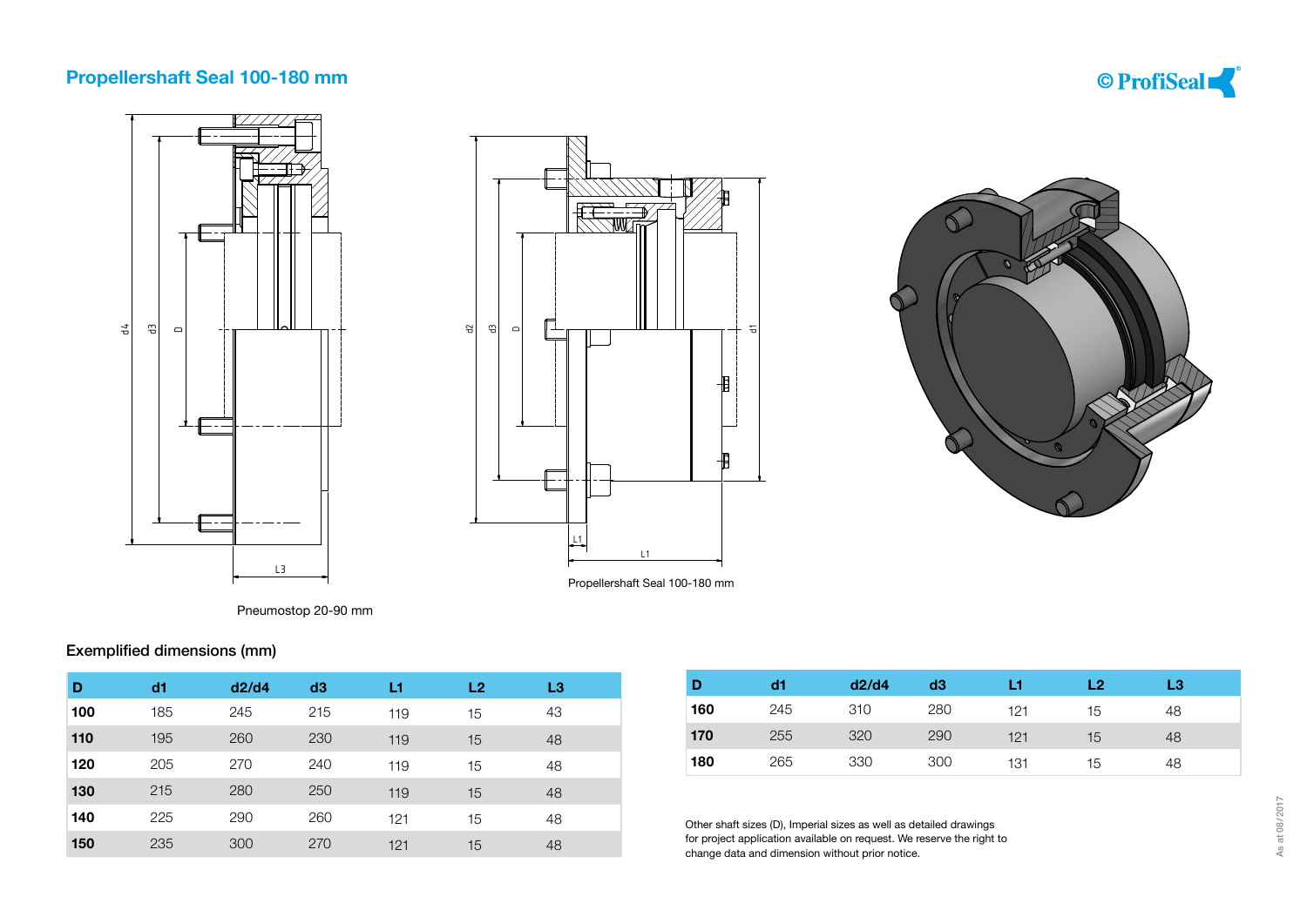# Propellershaft Seal 100-180 mm

© ProfiSeal

Pneumostop 20-90 mm

Propellershaft Seal 100-180 mm

## Exemplified dimensions (mm)

| D | d1 | d2/d4 | d3 | L1 | L2 | L3 |
|---|---|---|---|---|---|---|
| **100** | 185 | 245 | 215 | 119 | 15 | 43 |
| **110** | 195 | 260 | 230 | 119 | 15 | 48 |
| **120** | 205 | 270 | 240 | 119 | 15 | 48 |
| **130** | 215 | 280 | 250 | 119 | 15 | 48 |
| **140** | 225 | 290 | 260 | 121 | 15 | 48 |
| **150** | 235 | 300 | 270 | 121 | 15 | 48 |

| D | d1 | d2/d4 | d3 | L1 | L2 | L3 |
|---|---|---|---|---|---|---|
| **160** | 245 | 310 | 280 | 121 | 15 | 48 |
| **170** | 255 | 320 | 290 | 121 | 15 | 48 |
| **180** | 265 | 330 | 300 | 131 | 15 | 48 |

Other shaft sizes (D), Imperial sizes as well as detailed drawings for project application available on request. We reserve the right to change data and dimension without prior notice.

As at 08/2017